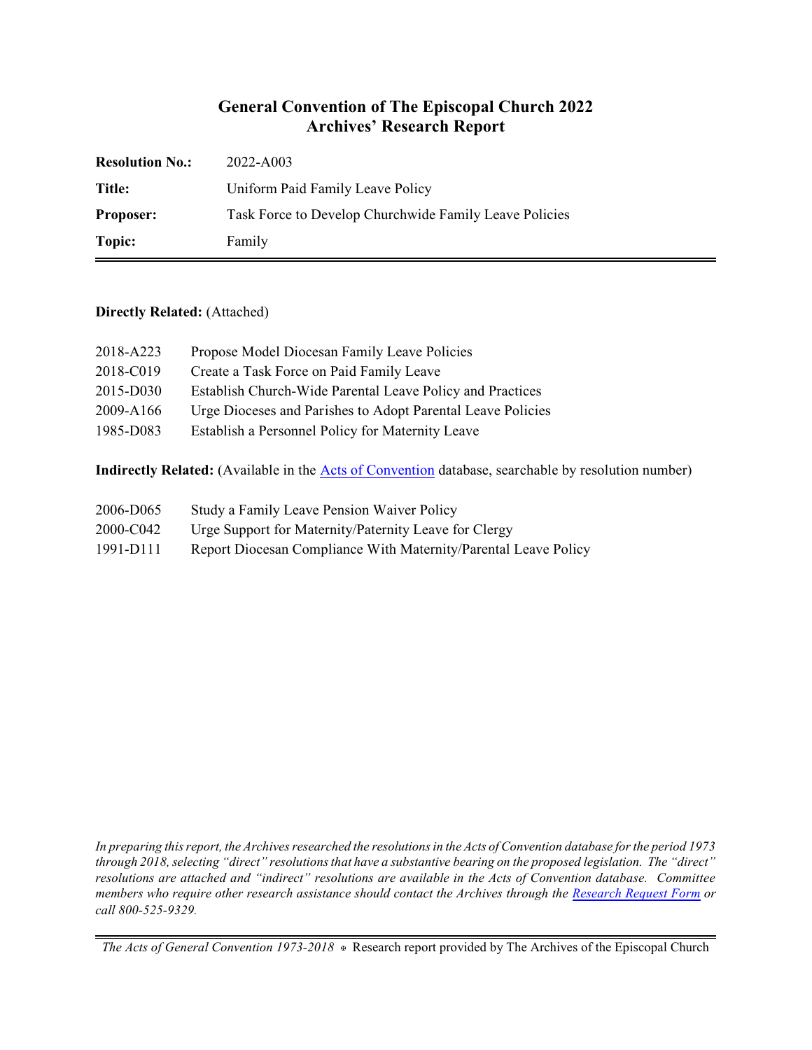# General Convention of The Episcopal Church 2022
## Archives' Research Report

| | |
|---|---|
| **Resolution No.:** | 2022-A003 |
| **Title:** | Uniform Paid Family Leave Policy |
| **Proposer:** | Task Force to Develop Churchwide Family Leave Policies |
| **Topic:** | Family |

**Directly Related:** (Attached)

| | |
|---|---|
| 2018-A223 | Propose Model Diocesan Family Leave Policies |
| 2018-C019 | Create a Task Force on Paid Family Leave |
| 2015-D030 | Establish Church-Wide Parental Leave Policy and Practices |
| 2009-A166 | Urge Dioceses and Parishes to Adopt Parental Leave Policies |
| 1985-D083 | Establish a Personnel Policy for Maternity Leave |

**Indirectly Related:** (Available in the Acts of Convention database, searchable by resolution number)

| | |
|---|---|
| 2006-D065 | Study a Family Leave Pension Waiver Policy |
| 2000-C042 | Urge Support for Maternity/Paternity Leave for Clergy |
| 1991-D111 | Report Diocesan Compliance With Maternity/Parental Leave Policy |

*In preparing this report, the Archives researched the resolutions in the Acts of Convention database for the period 1973 through 2018, selecting "direct" resolutions that have a substantive bearing on the proposed legislation. The "direct" resolutions are attached and "indirect" resolutions are available in the Acts of Convention database. Committee members who require other research assistance should contact the Archives through the Research Request Form or call 800-525-9329.*

*The Acts of General Convention 1973-2018* ✠ Research report provided by The Archives of the Episcopal Church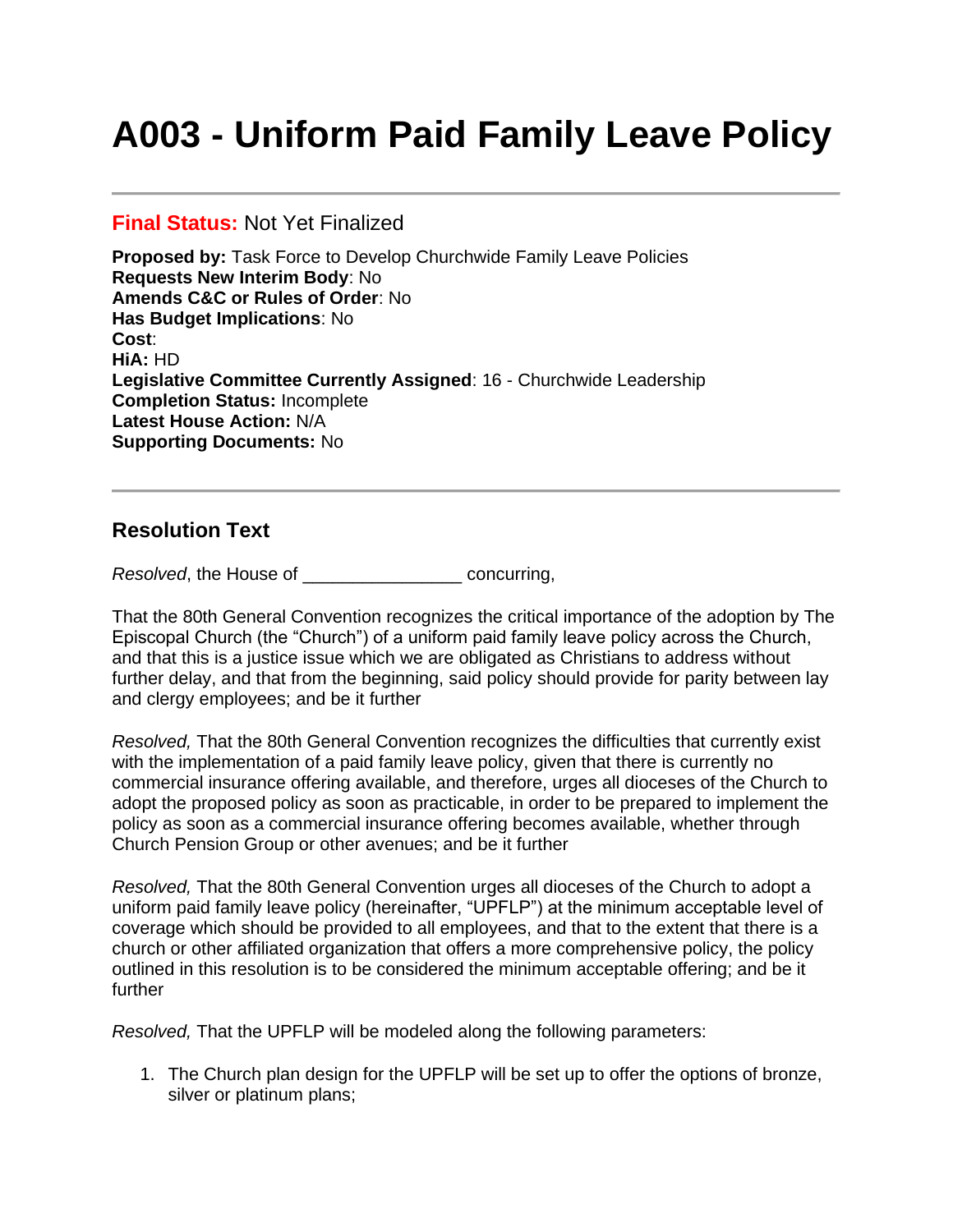# A003 - Uniform Paid Family Leave Policy

---

**Final Status:** Not Yet Finalized

**Proposed by:** Task Force to Develop Churchwide Family Leave Policies
**Requests New Interim Body**: No
**Amends C&C or Rules of Order**: No
**Has Budget Implications**: No
**Cost**:
**HiA:** HD
**Legislative Committee Currently Assigned**: 16 - Churchwide Leadership
**Completion Status:** Incomplete
**Latest House Action:** N/A
**Supporting Documents:** No

---

## Resolution Text

*Resolved*, the House of ________________ concurring,

That the 80th General Convention recognizes the critical importance of the adoption by The Episcopal Church (the "Church") of a uniform paid family leave policy across the Church, and that this is a justice issue which we are obligated as Christians to address without further delay, and that from the beginning, said policy should provide for parity between lay and clergy employees; and be it further

*Resolved,* That the 80th General Convention recognizes the difficulties that currently exist with the implementation of a paid family leave policy, given that there is currently no commercial insurance offering available, and therefore, urges all dioceses of the Church to adopt the proposed policy as soon as practicable, in order to be prepared to implement the policy as soon as a commercial insurance offering becomes available, whether through Church Pension Group or other avenues; and be it further

*Resolved,* That the 80th General Convention urges all dioceses of the Church to adopt a uniform paid family leave policy (hereinafter, "UPFLP") at the minimum acceptable level of coverage which should be provided to all employees, and that to the extent that there is a church or other affiliated organization that offers a more comprehensive policy, the policy outlined in this resolution is to be considered the minimum acceptable offering; and be it further

*Resolved,* That the UPFLP will be modeled along the following parameters:

1. The Church plan design for the UPFLP will be set up to offer the options of bronze, silver or platinum plans;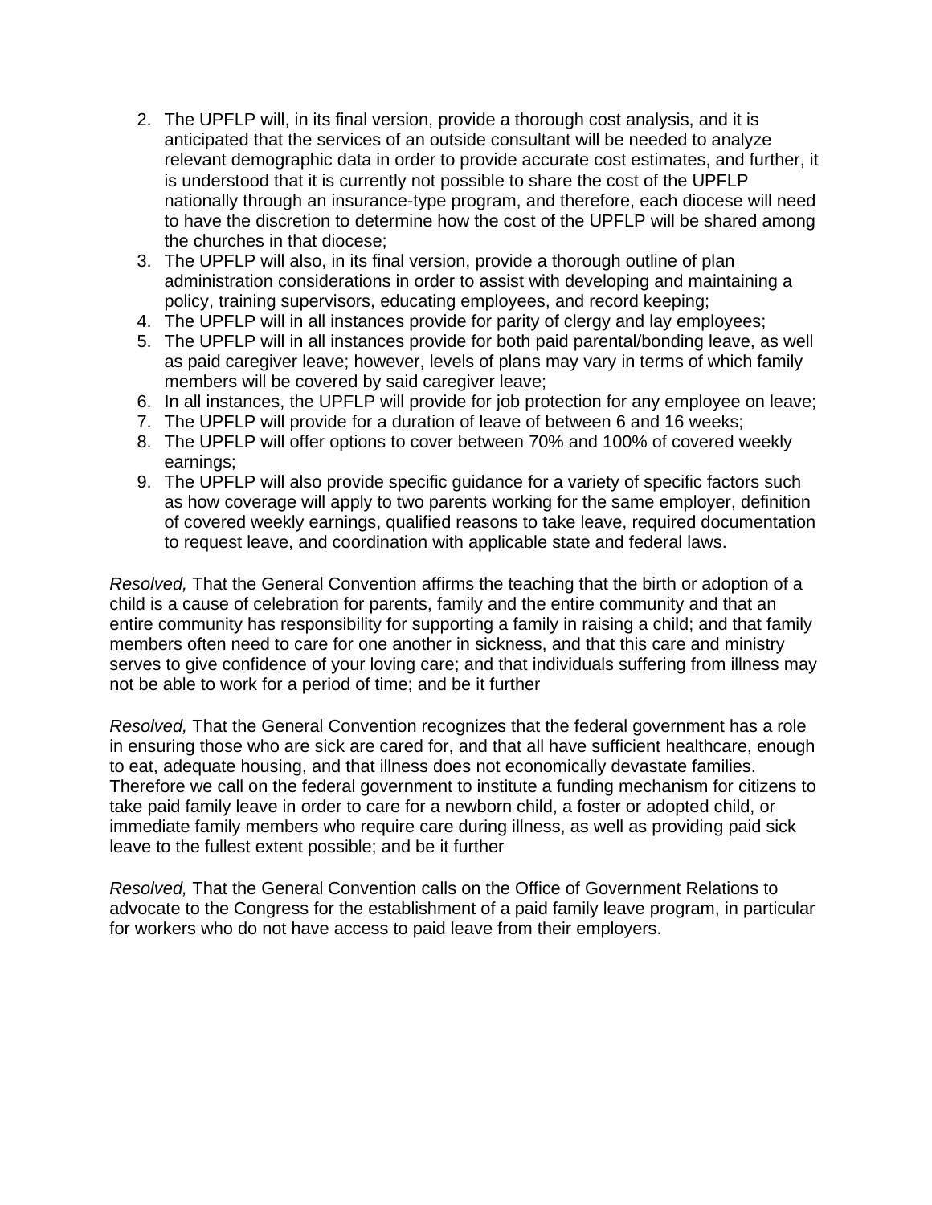2. The UPFLP will, in its final version, provide a thorough cost analysis, and it is anticipated that the services of an outside consultant will be needed to analyze relevant demographic data in order to provide accurate cost estimates, and further, it is understood that it is currently not possible to share the cost of the UPFLP nationally through an insurance-type program, and therefore, each diocese will need to have the discretion to determine how the cost of the UPFLP will be shared among the churches in that diocese;
3. The UPFLP will also, in its final version, provide a thorough outline of plan administration considerations in order to assist with developing and maintaining a policy, training supervisors, educating employees, and record keeping;
4. The UPFLP will in all instances provide for parity of clergy and lay employees;
5. The UPFLP will in all instances provide for both paid parental/bonding leave, as well as paid caregiver leave; however, levels of plans may vary in terms of which family members will be covered by said caregiver leave;
6. In all instances, the UPFLP will provide for job protection for any employee on leave;
7. The UPFLP will provide for a duration of leave of between 6 and 16 weeks;
8. The UPFLP will offer options to cover between 70% and 100% of covered weekly earnings;
9. The UPFLP will also provide specific guidance for a variety of specific factors such as how coverage will apply to two parents working for the same employer, definition of covered weekly earnings, qualified reasons to take leave, required documentation to request leave, and coordination with applicable state and federal laws.

*Resolved,* That the General Convention affirms the teaching that the birth or adoption of a child is a cause of celebration for parents, family and the entire community and that an entire community has responsibility for supporting a family in raising a child; and that family members often need to care for one another in sickness, and that this care and ministry serves to give confidence of your loving care; and that individuals suffering from illness may not be able to work for a period of time; and be it further

*Resolved,* That the General Convention recognizes that the federal government has a role in ensuring those who are sick are cared for, and that all have sufficient healthcare, enough to eat, adequate housing, and that illness does not economically devastate families. Therefore we call on the federal government to institute a funding mechanism for citizens to take paid family leave in order to care for a newborn child, a foster or adopted child, or immediate family members who require care during illness, as well as providing paid sick leave to the fullest extent possible; and be it further

*Resolved,* That the General Convention calls on the Office of Government Relations to advocate to the Congress for the establishment of a paid family leave program, in particular for workers who do not have access to paid leave from their employers.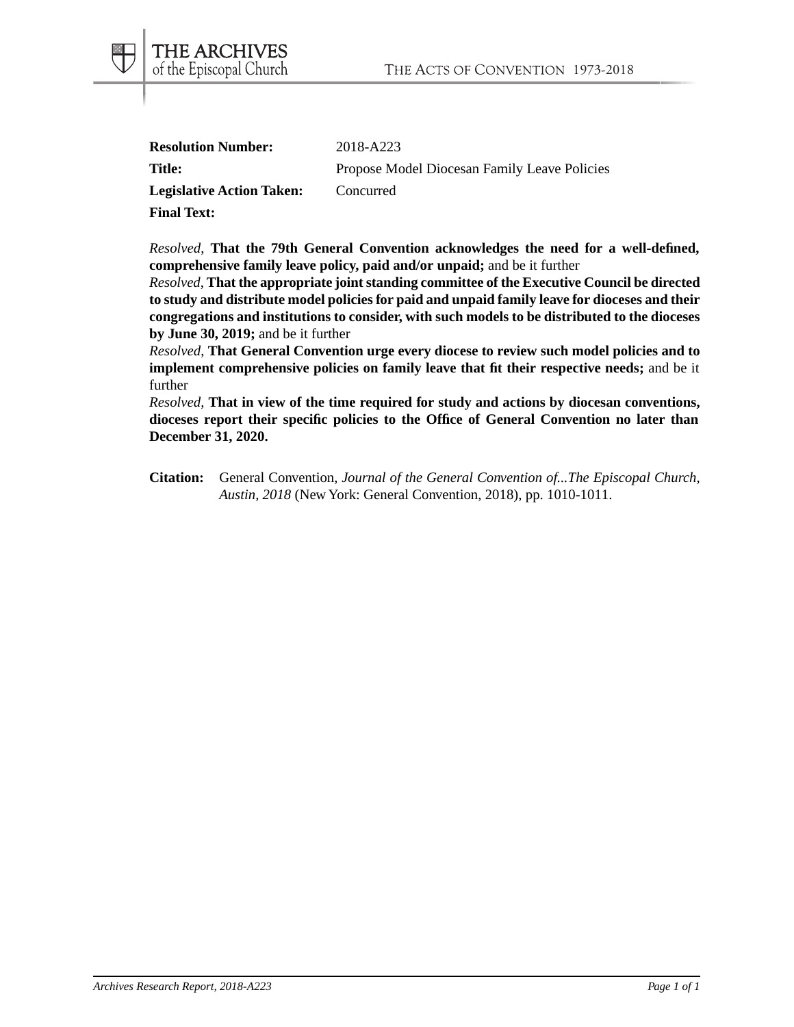**Resolution Number:** 2018-A223

**Title:** Propose Model Diocesan Family Leave Policies

**Legislative Action Taken:** Concurred

**Final Text:**

*Resolved,* **That the 79th General Convention acknowledges the need for a well-defined, comprehensive family leave policy, paid and/or unpaid;** and be it further

*Resolved,* **That the appropriate joint standing committee of the Executive Council be directed to study and distribute model policies for paid and unpaid family leave for dioceses and their congregations and institutions to consider, with such models to be distributed to the dioceses by June 30, 2019;** and be it further

*Resolved,* **That General Convention urge every diocese to review such model policies and to implement comprehensive policies on family leave that fit their respective needs;** and be it further

*Resolved,* **That in view of the time required for study and actions by diocesan conventions, dioceses report their specific policies to the Office of General Convention no later than December 31, 2020.**

**Citation:** General Convention, *Journal of the General Convention of...The Episcopal Church, Austin, 2018* (New York: General Convention, 2018), pp. 1010-1011.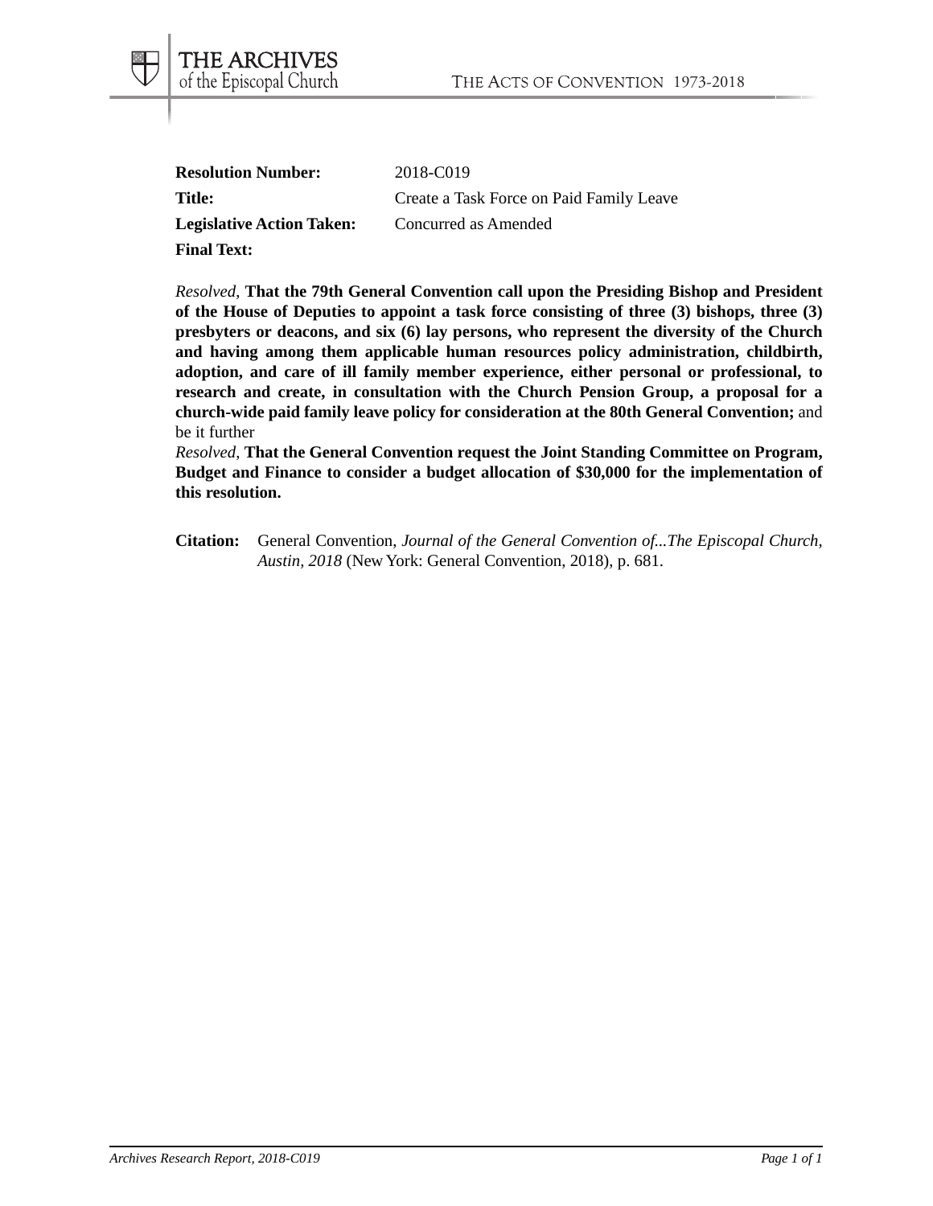**Resolution Number:** 2018-C019

**Title:** Create a Task Force on Paid Family Leave

**Legislative Action Taken:** Concurred as Amended

**Final Text:**

*Resolved,* **That the 79th General Convention call upon the Presiding Bishop and President of the House of Deputies to appoint a task force consisting of three (3) bishops, three (3) presbyters or deacons, and six (6) lay persons, who represent the diversity of the Church and having among them applicable human resources policy administration, childbirth, adoption, and care of ill family member experience, either personal or professional, to research and create, in consultation with the Church Pension Group, a proposal for a church-wide paid family leave policy for consideration at the 80th General Convention;** and be it further

*Resolved,* **That the General Convention request the Joint Standing Committee on Program, Budget and Finance to consider a budget allocation of $30,000 for the implementation of this resolution.**

**Citation:** General Convention, *Journal of the General Convention of...The Episcopal Church, Austin, 2018* (New York: General Convention, 2018), p. 681.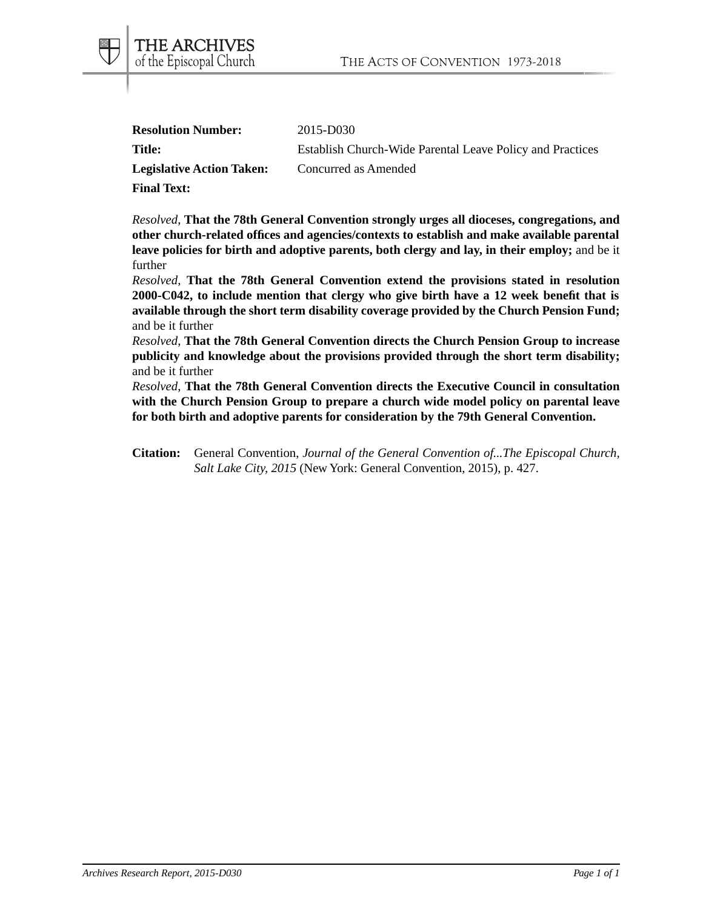**Resolution Number:** 2015-D030

**Title:** Establish Church-Wide Parental Leave Policy and Practices

**Legislative Action Taken:** Concurred as Amended

**Final Text:**

*Resolved,* **That the 78th General Convention strongly urges all dioceses, congregations, and other church-related offices and agencies/contexts to establish and make available parental leave policies for birth and adoptive parents, both clergy and lay, in their employ;** and be it further

*Resolved,* **That the 78th General Convention extend the provisions stated in resolution 2000-C042, to include mention that clergy who give birth have a 12 week benefit that is available through the short term disability coverage provided by the Church Pension Fund;** and be it further

*Resolved,* **That the 78th General Convention directs the Church Pension Group to increase publicity and knowledge about the provisions provided through the short term disability;** and be it further

*Resolved,* **That the 78th General Convention directs the Executive Council in consultation with the Church Pension Group to prepare a church wide model policy on parental leave for both birth and adoptive parents for consideration by the 79th General Convention.**

**Citation:** General Convention, *Journal of the General Convention of...The Episcopal Church, Salt Lake City, 2015* (New York: General Convention, 2015), p. 427.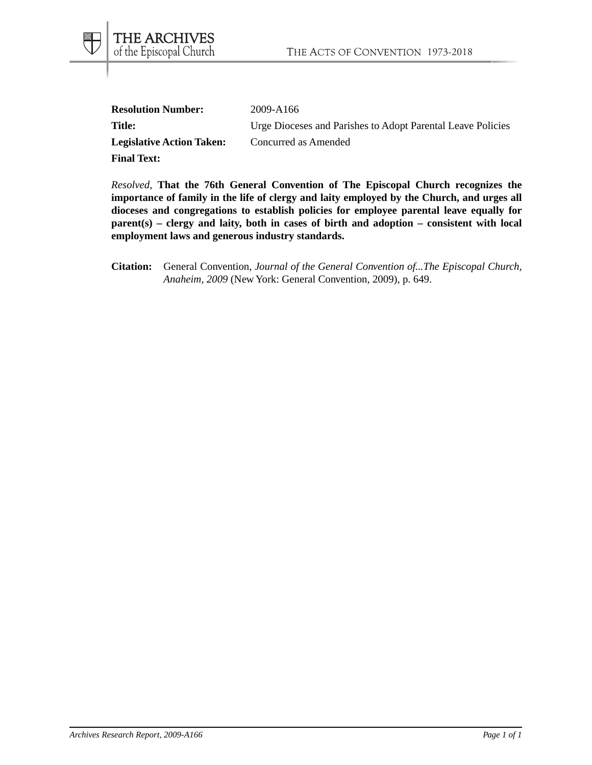**Resolution Number:** 2009-A166

**Title:** Urge Dioceses and Parishes to Adopt Parental Leave Policies

**Legislative Action Taken:** Concurred as Amended

**Final Text:**

*Resolved,* **That the 76th General Convention of The Episcopal Church recognizes the importance of family in the life of clergy and laity employed by the Church, and urges all dioceses and congregations to establish policies for employee parental leave equally for parent(s) – clergy and laity, both in cases of birth and adoption – consistent with local employment laws and generous industry standards.**

**Citation:** General Convention, *Journal of the General Convention of...The Episcopal Church, Anaheim, 2009* (New York: General Convention, 2009), p. 649.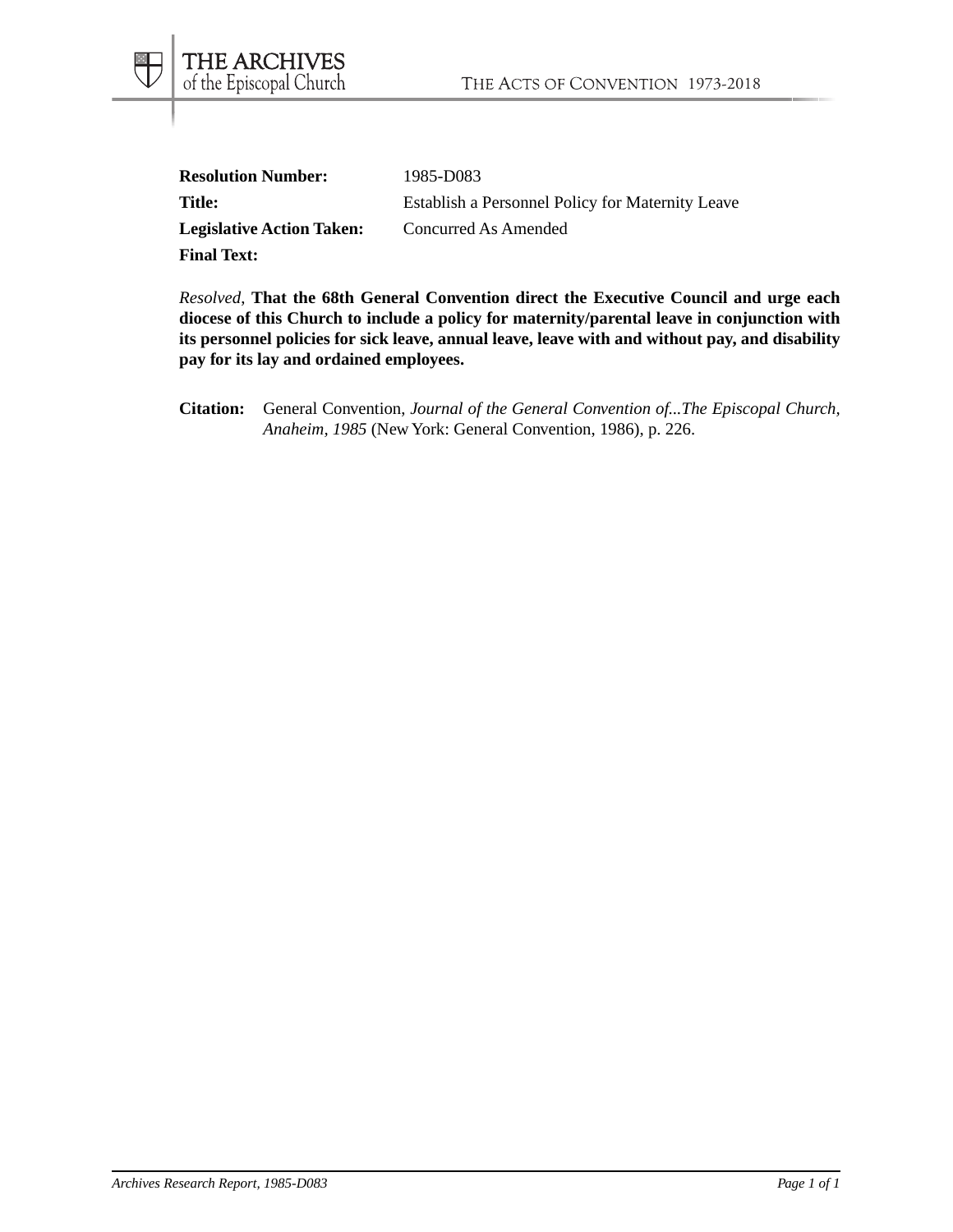**Resolution Number:** 1985-D083

**Title:** Establish a Personnel Policy for Maternity Leave

**Legislative Action Taken:** Concurred As Amended

**Final Text:**

*Resolved,* **That the 68th General Convention direct the Executive Council and urge each diocese of this Church to include a policy for maternity/parental leave in conjunction with its personnel policies for sick leave, annual leave, leave with and without pay, and disability pay for its lay and ordained employees.**

**Citation:** General Convention, *Journal of the General Convention of...The Episcopal Church, Anaheim, 1985* (New York: General Convention, 1986), p. 226.